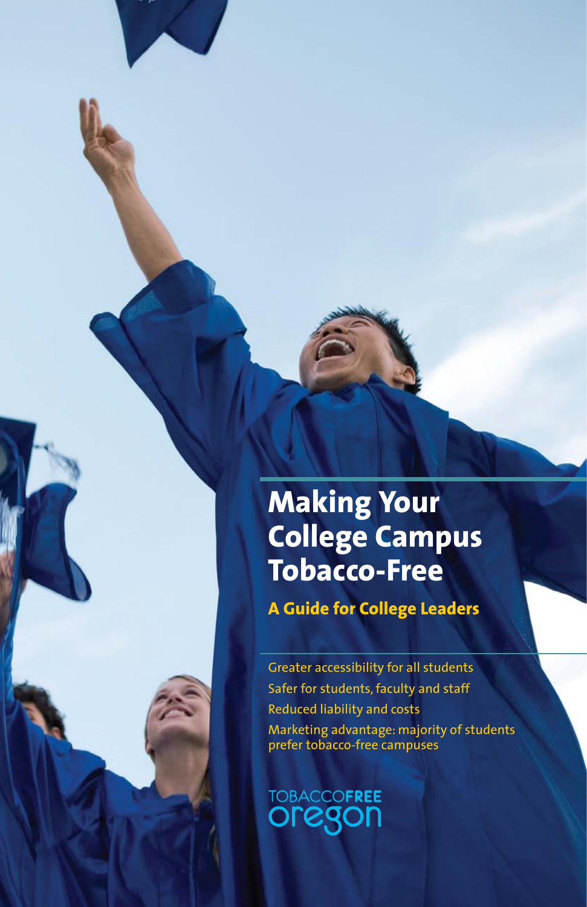# Making Your College Campus Tobacco-Free

## A Guide for College Leaders

Greater accessibility for all students

Safer for students, faculty and staff

Reduced liability and costs

Marketing advantage: majority of students prefer tobacco-free campuses

TOBACCOFREE oregon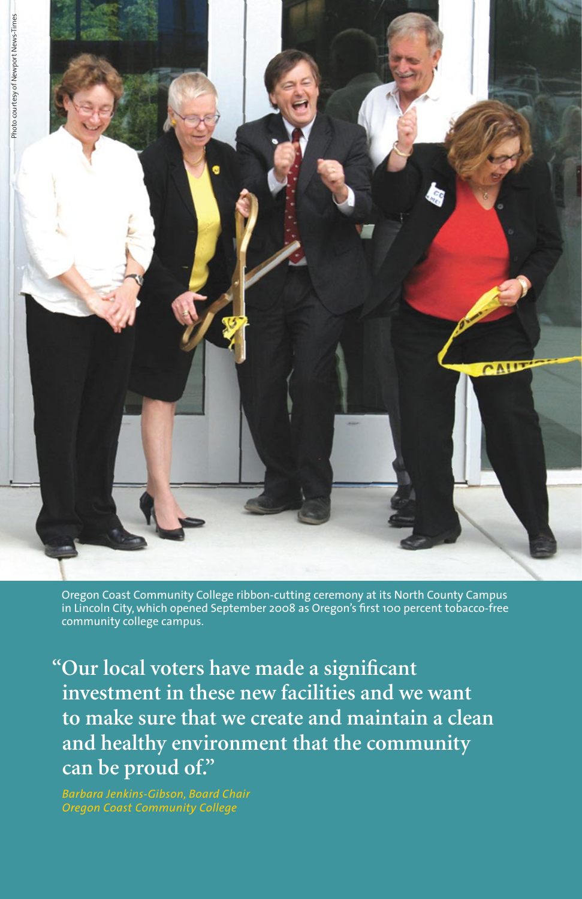Photo courtesy of Newport News-Times

Oregon Coast Community College ribbon-cutting ceremony at its North County Campus in Lincoln City, which opened September 2008 as Oregon's first 100 percent tobacco-free community college campus.

**"Our local voters have made a significant investment in these new facilities and we want to make sure that we create and maintain a clean and healthy environment that the community can be proud of."**

*Barbara Jenkins-Gibson, Board Chair*
*Oregon Coast Community College*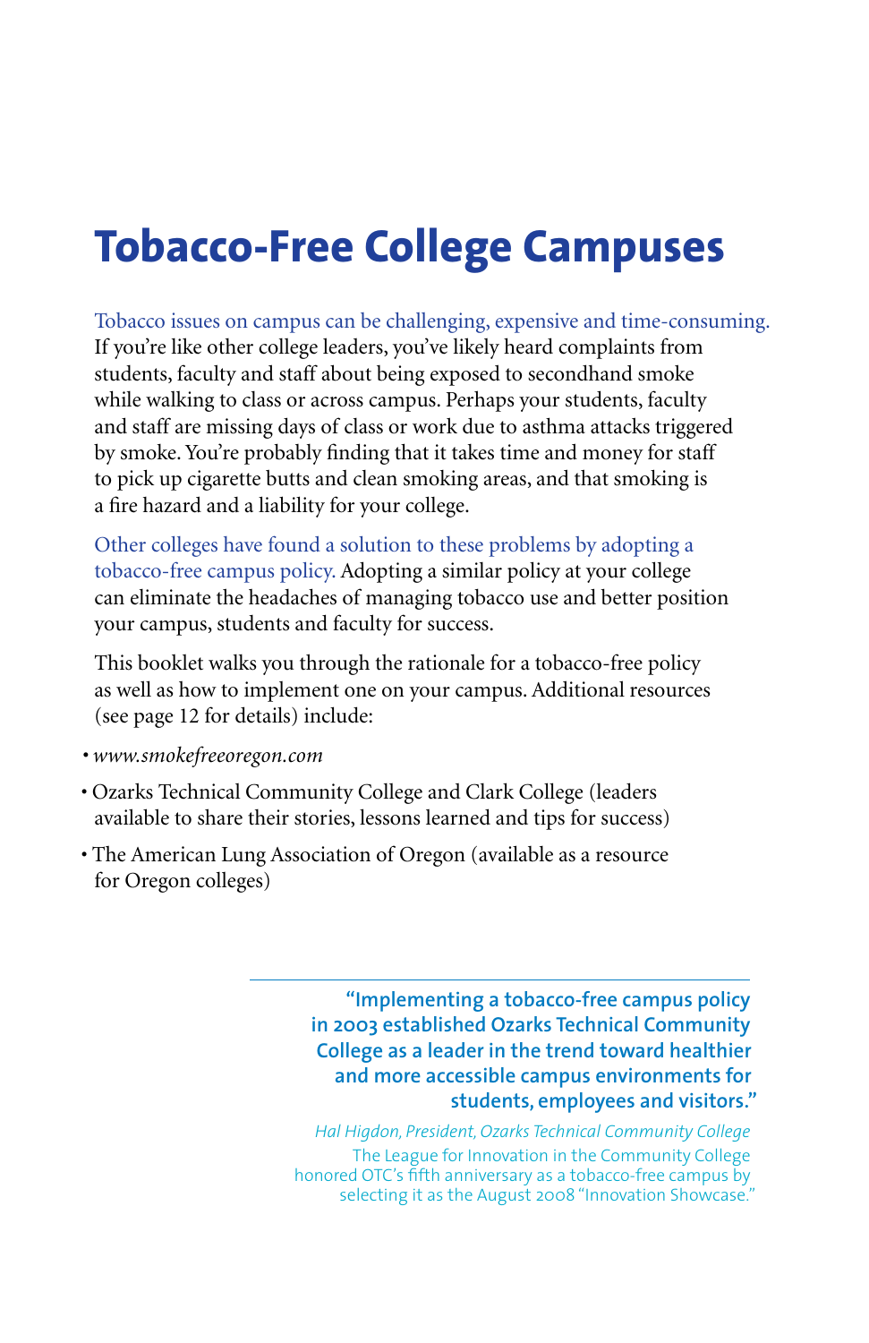# Tobacco-Free College Campuses

Tobacco issues on campus can be challenging, expensive and time-consuming. If you're like other college leaders, you've likely heard complaints from students, faculty and staff about being exposed to secondhand smoke while walking to class or across campus. Perhaps your students, faculty and staff are missing days of class or work due to asthma attacks triggered by smoke. You're probably finding that it takes time and money for staff to pick up cigarette butts and clean smoking areas, and that smoking is a fire hazard and a liability for your college.

Other colleges have found a solution to these problems by adopting a tobacco-free campus policy. Adopting a similar policy at your college can eliminate the headaches of managing tobacco use and better position your campus, students and faculty for success.

This booklet walks you through the rationale for a tobacco-free policy as well as how to implement one on your campus. Additional resources (see page 12 for details) include:

- *www.smokefreeoregon.com*
- Ozarks Technical Community College and Clark College (leaders available to share their stories, lessons learned and tips for success)
- The American Lung Association of Oregon (available as a resource for Oregon colleges)

**"Implementing a tobacco-free campus policy in 2003 established Ozarks Technical Community College as a leader in the trend toward healthier and more accessible campus environments for students, employees and visitors."**

*Hal Higdon, President, Ozarks Technical Community College*

The League for Innovation in the Community College honored OTC's fifth anniversary as a tobacco-free campus by selecting it as the August 2008 "Innovation Showcase."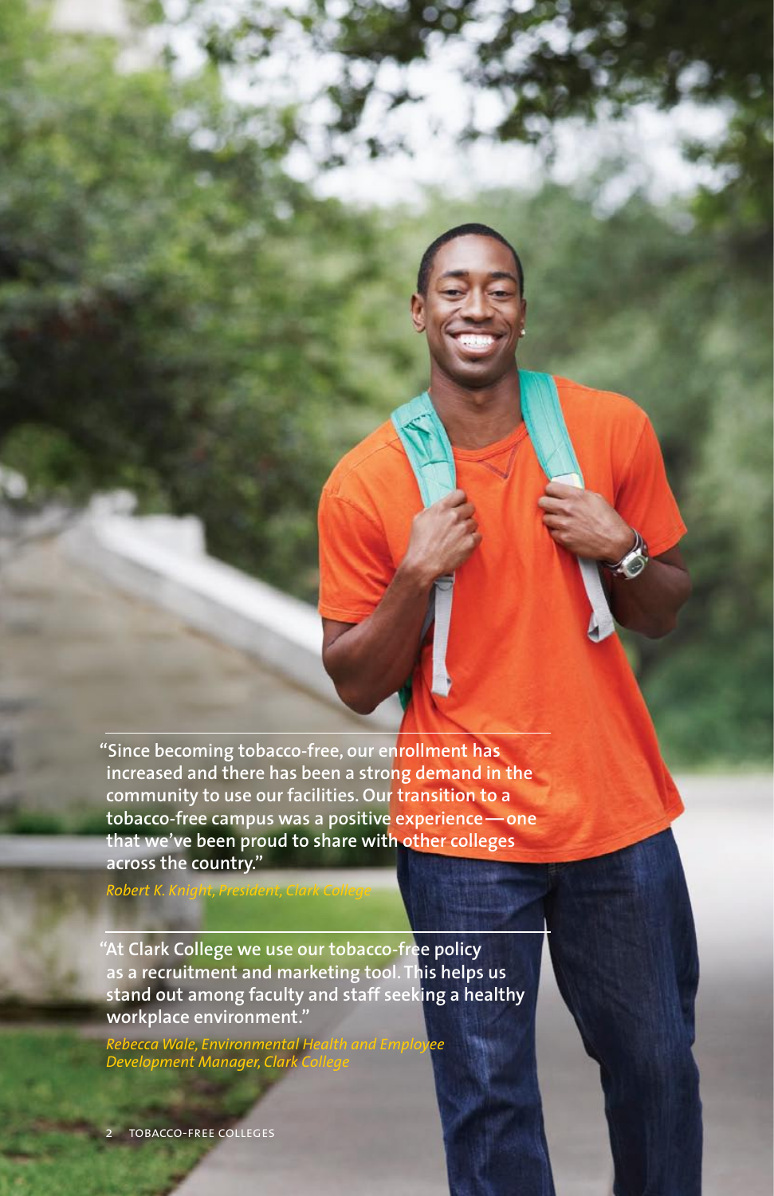"Since becoming tobacco-free, our enrollment has increased and there has been a strong demand in the community to use our facilities. Our transition to a tobacco-free campus was a positive experience—one that we've been proud to share with other colleges across the country."

*Robert K. Knight, President, Clark College*

"At Clark College we use our tobacco-free policy as a recruitment and marketing tool. This helps us stand out among faculty and staff seeking a healthy workplace environment."

*Rebecca Wale, Environmental Health and Employee Development Manager, Clark College*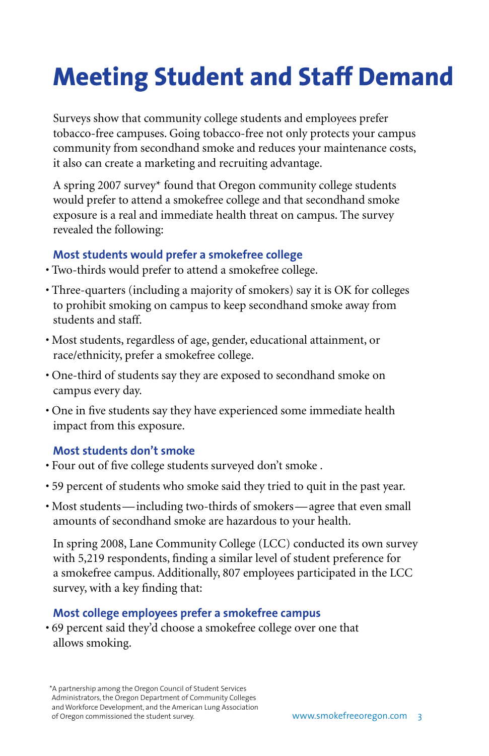# Meeting Student and Staff Demand

Surveys show that community college students and employees prefer tobacco-free campuses. Going tobacco-free not only protects your campus community from secondhand smoke and reduces your maintenance costs, it also can create a marketing and recruiting advantage.

A spring 2007 survey* found that Oregon community college students would prefer to attend a smokefree college and that secondhand smoke exposure is a real and immediate health threat on campus. The survey revealed the following:

### Most students would prefer a smokefree college

- Two-thirds would prefer to attend a smokefree college.
- Three-quarters (including a majority of smokers) say it is OK for colleges to prohibit smoking on campus to keep secondhand smoke away from students and staff.
- Most students, regardless of age, gender, educational attainment, or race/ethnicity, prefer a smokefree college.
- One-third of students say they are exposed to secondhand smoke on campus every day.
- One in five students say they have experienced some immediate health impact from this exposure.

### Most students don't smoke

- Four out of five college students surveyed don't smoke .
- 59 percent of students who smoke said they tried to quit in the past year.
- Most students — including two-thirds of smokers — agree that even small amounts of secondhand smoke are hazardous to your health.

In spring 2008, Lane Community College (LCC) conducted its own survey with 5,219 respondents, finding a similar level of student preference for a smokefree campus. Additionally, 807 employees participated in the LCC survey, with a key finding that:

### Most college employees prefer a smokefree campus

- 69 percent said they'd choose a smokefree college over one that allows smoking.

*A partnership among the Oregon Council of Student Services Administrators, the Oregon Department of Community Colleges and Workforce Development, and the American Lung Association of Oregon commissioned the student survey.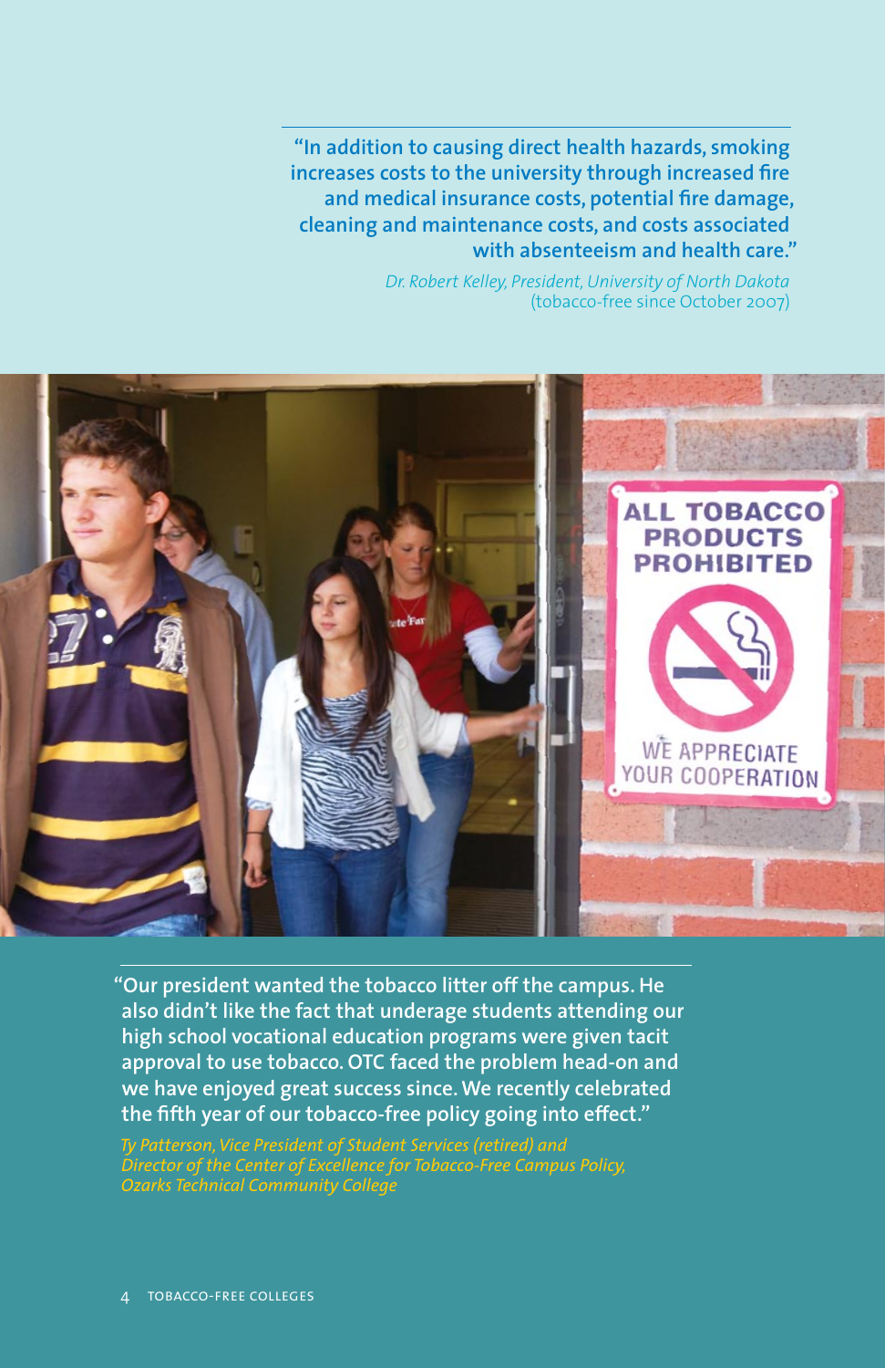"In addition to causing direct health hazards, smoking increases costs to the university through increased fire and medical insurance costs, potential fire damage, cleaning and maintenance costs, and costs associated with absenteeism and health care."

*Dr. Robert Kelley, President, University of North Dakota*
(tobacco-free since October 2007)

"Our president wanted the tobacco litter off the campus. He also didn't like the fact that underage students attending our high school vocational education programs were given tacit approval to use tobacco. OTC faced the problem head-on and we have enjoyed great success since. We recently celebrated the fifth year of our tobacco-free policy going into effect."

*Ty Patterson, Vice President of Student Services (retired) and Director of the Center of Excellence for Tobacco-Free Campus Policy, Ozarks Technical Community College*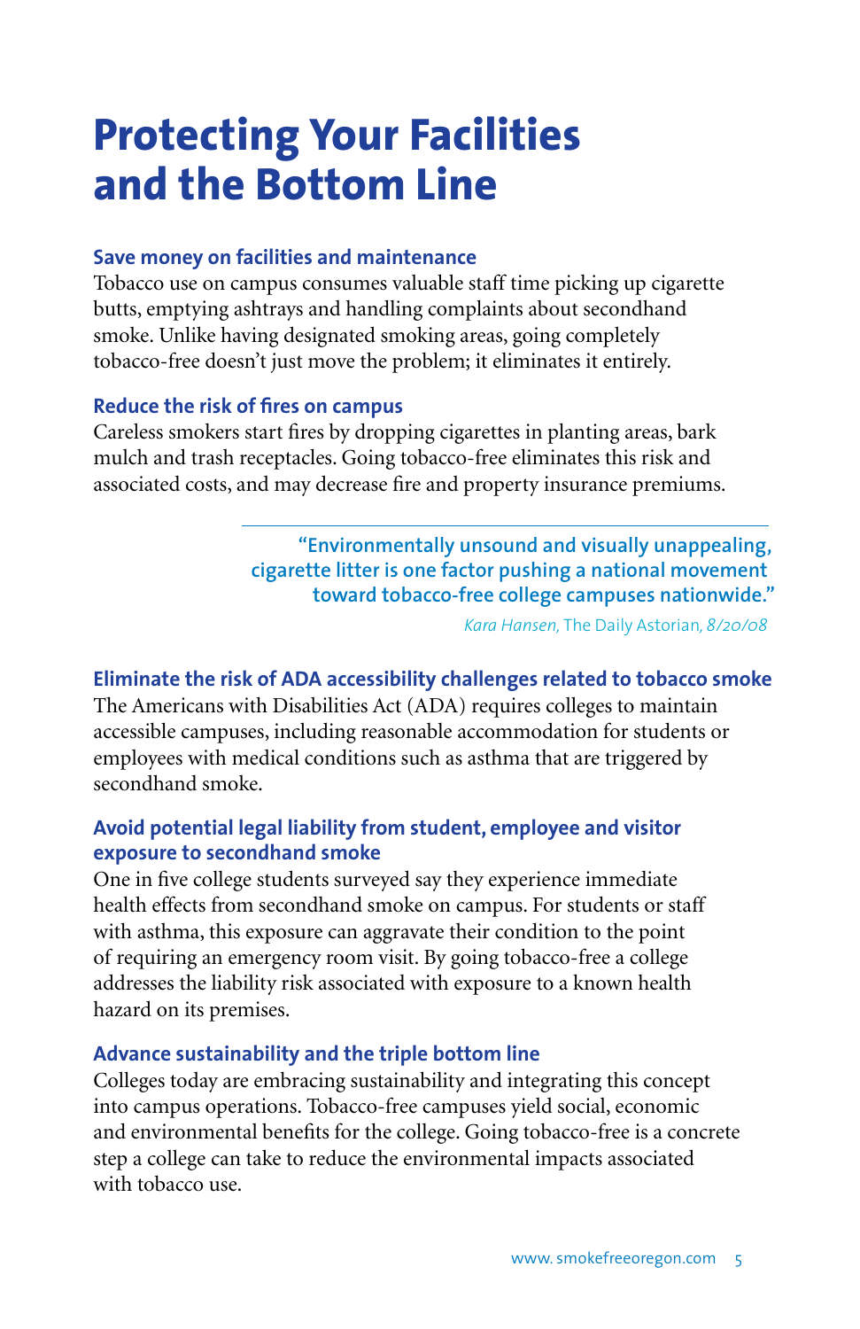# Protecting Your Facilities and the Bottom Line

### Save money on facilities and maintenance

Tobacco use on campus consumes valuable staff time picking up cigarette butts, emptying ashtrays and handling complaints about secondhand smoke. Unlike having designated smoking areas, going completely tobacco-free doesn't just move the problem; it eliminates it entirely.

### Reduce the risk of fires on campus

Careless smokers start fires by dropping cigarettes in planting areas, bark mulch and trash receptacles. Going tobacco-free eliminates this risk and associated costs, and may decrease fire and property insurance premiums.

> "Environmentally unsound and visually unappealing, cigarette litter is one factor pushing a national movement toward tobacco-free college campuses nationwide."
>
> *Kara Hansen,* The Daily Astorian, *8/20/08*

### Eliminate the risk of ADA accessibility challenges related to tobacco smoke

The Americans with Disabilities Act (ADA) requires colleges to maintain accessible campuses, including reasonable accommodation for students or employees with medical conditions such as asthma that are triggered by secondhand smoke.

### Avoid potential legal liability from student, employee and visitor exposure to secondhand smoke

One in five college students surveyed say they experience immediate health effects from secondhand smoke on campus. For students or staff with asthma, this exposure can aggravate their condition to the point of requiring an emergency room visit. By going tobacco-free a college addresses the liability risk associated with exposure to a known health hazard on its premises.

### Advance sustainability and the triple bottom line

Colleges today are embracing sustainability and integrating this concept into campus operations. Tobacco-free campuses yield social, economic and environmental benefits for the college. Going tobacco-free is a concrete step a college can take to reduce the environmental impacts associated with tobacco use.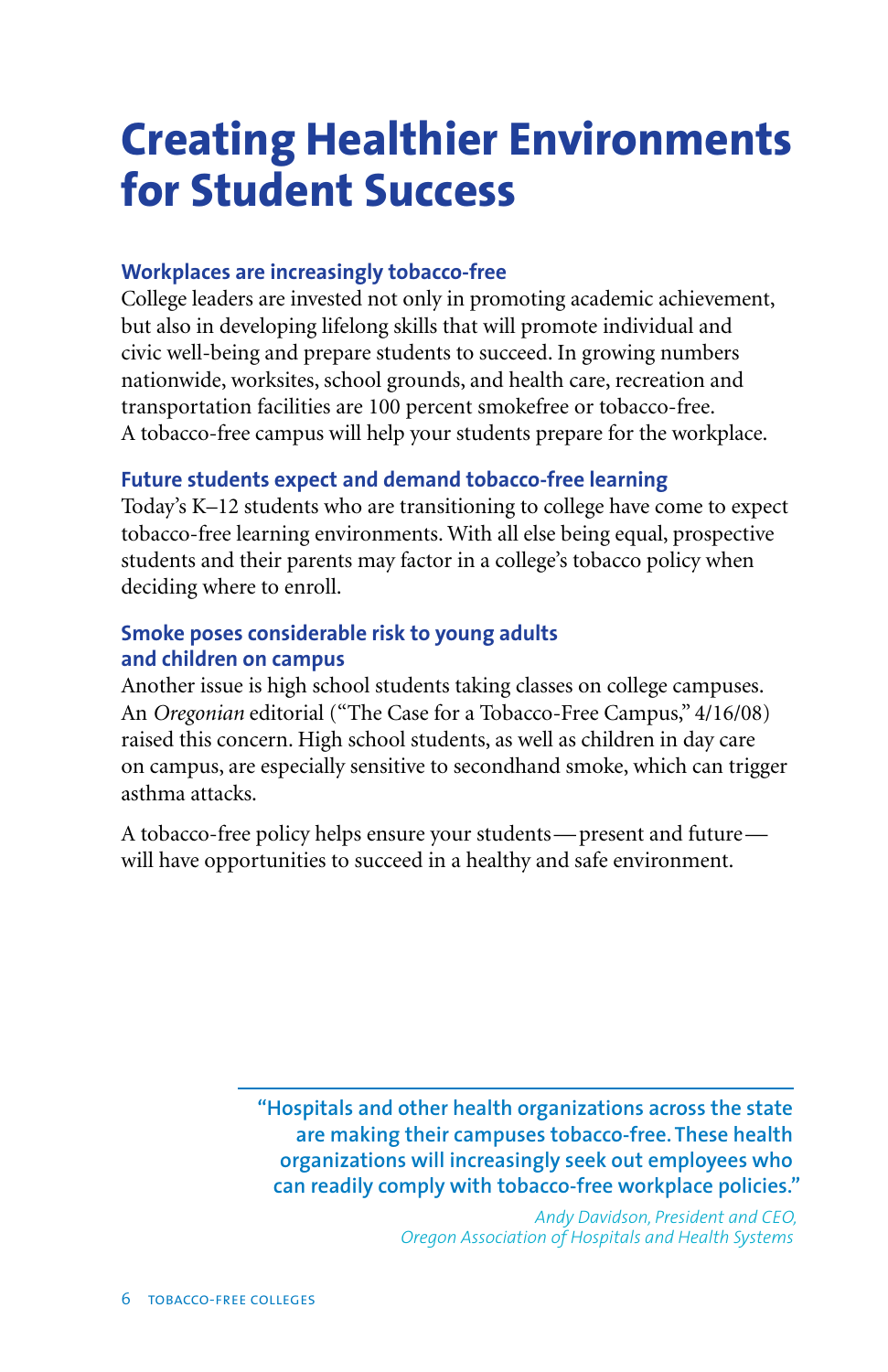# Creating Healthier Environments for Student Success

### Workplaces are increasingly tobacco-free

College leaders are invested not only in promoting academic achievement, but also in developing lifelong skills that will promote individual and civic well-being and prepare students to succeed. In growing numbers nationwide, worksites, school grounds, and health care, recreation and transportation facilities are 100 percent smokefree or tobacco-free. A tobacco-free campus will help your students prepare for the workplace.

### Future students expect and demand tobacco-free learning

Today's K–12 students who are transitioning to college have come to expect tobacco-free learning environments. With all else being equal, prospective students and their parents may factor in a college's tobacco policy when deciding where to enroll.

### Smoke poses considerable risk to young adults and children on campus

Another issue is high school students taking classes on college campuses. An *Oregonian* editorial ("The Case for a Tobacco-Free Campus," 4/16/08) raised this concern. High school students, as well as children in day care on campus, are especially sensitive to secondhand smoke, which can trigger asthma attacks.

A tobacco-free policy helps ensure your students—present and future—will have opportunities to succeed in a healthy and safe environment.

> **"Hospitals and other health organizations across the state are making their campuses tobacco-free. These health organizations will increasingly seek out employees who can readily comply with tobacco-free workplace policies."**
>
> *Andy Davidson, President and CEO, Oregon Association of Hospitals and Health Systems*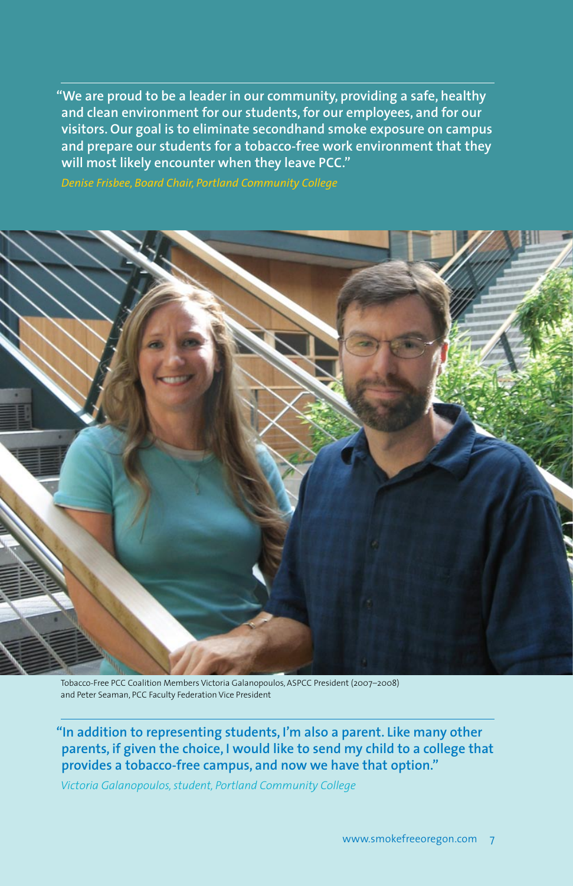"We are proud to be a leader in our community, providing a safe, healthy and clean environment for our students, for our employees, and for our visitors. Our goal is to eliminate secondhand smoke exposure on campus and prepare our students for a tobacco-free work environment that they will most likely encounter when they leave PCC."

*Denise Frisbee, Board Chair, Portland Community College*

Tobacco-Free PCC Coalition Members Victoria Galanopoulos, ASPCC President (2007–2008) and Peter Seaman, PCC Faculty Federation Vice President

"In addition to representing students, I'm also a parent. Like many other parents, if given the choice, I would like to send my child to a college that provides a tobacco-free campus, and now we have that option."

*Victoria Galanopoulos, student, Portland Community College*

www.smokefreeoregon.com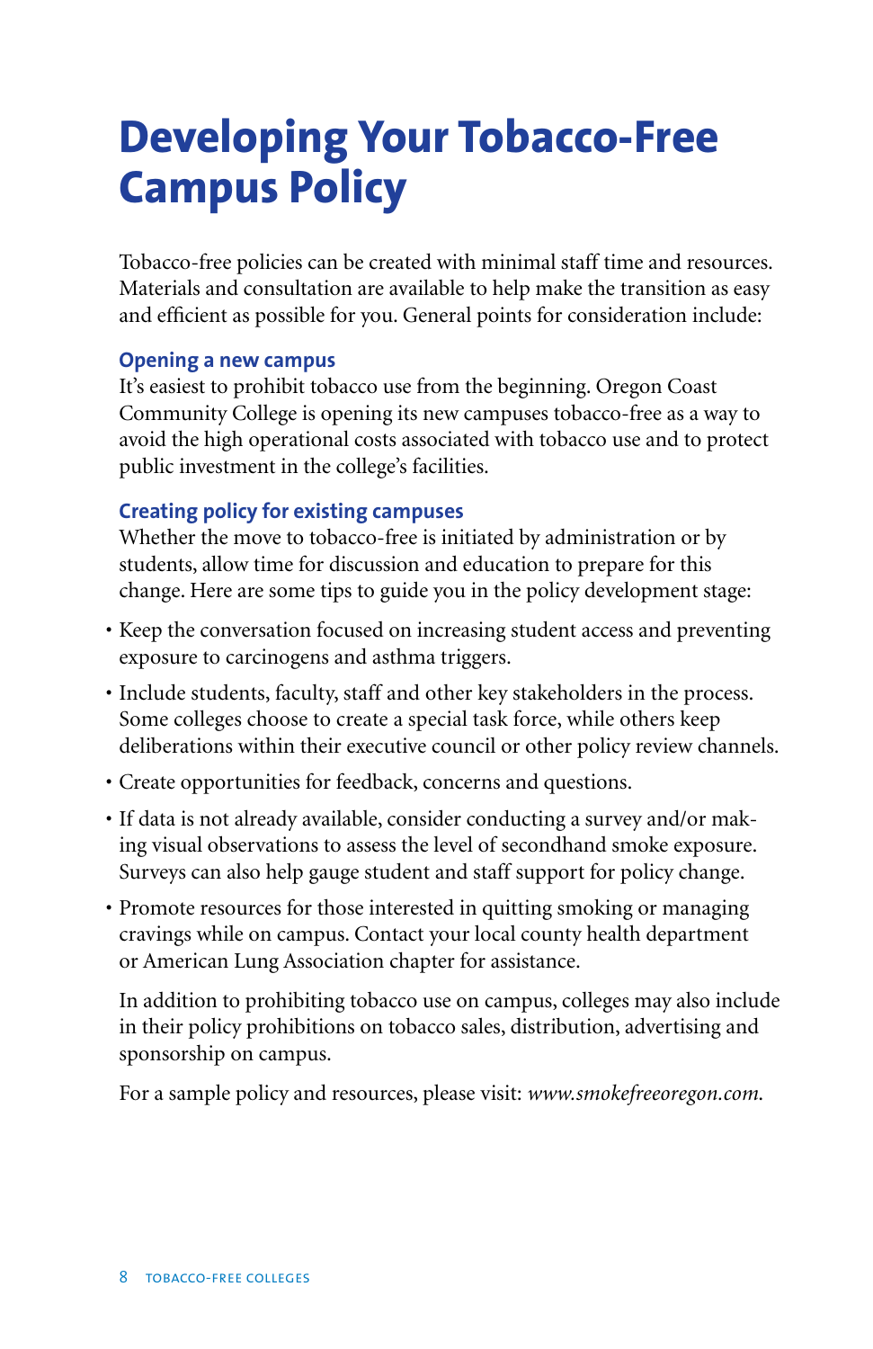# Developing Your Tobacco-Free Campus Policy

Tobacco-free policies can be created with minimal staff time and resources. Materials and consultation are available to help make the transition as easy and efficient as possible for you. General points for consideration include:

### Opening a new campus

It's easiest to prohibit tobacco use from the beginning. Oregon Coast Community College is opening its new campuses tobacco-free as a way to avoid the high operational costs associated with tobacco use and to protect public investment in the college's facilities.

### Creating policy for existing campuses

Whether the move to tobacco-free is initiated by administration or by students, allow time for discussion and education to prepare for this change. Here are some tips to guide you in the policy development stage:

- Keep the conversation focused on increasing student access and preventing exposure to carcinogens and asthma triggers.
- Include students, faculty, staff and other key stakeholders in the process. Some colleges choose to create a special task force, while others keep deliberations within their executive council or other policy review channels.
- Create opportunities for feedback, concerns and questions.
- If data is not already available, consider conducting a survey and/or making visual observations to assess the level of secondhand smoke exposure. Surveys can also help gauge student and staff support for policy change.
- Promote resources for those interested in quitting smoking or managing cravings while on campus. Contact your local county health department or American Lung Association chapter for assistance.

In addition to prohibiting tobacco use on campus, colleges may also include in their policy prohibitions on tobacco sales, distribution, advertising and sponsorship on campus.

For a sample policy and resources, please visit: *www.smokefreeoregon.com.*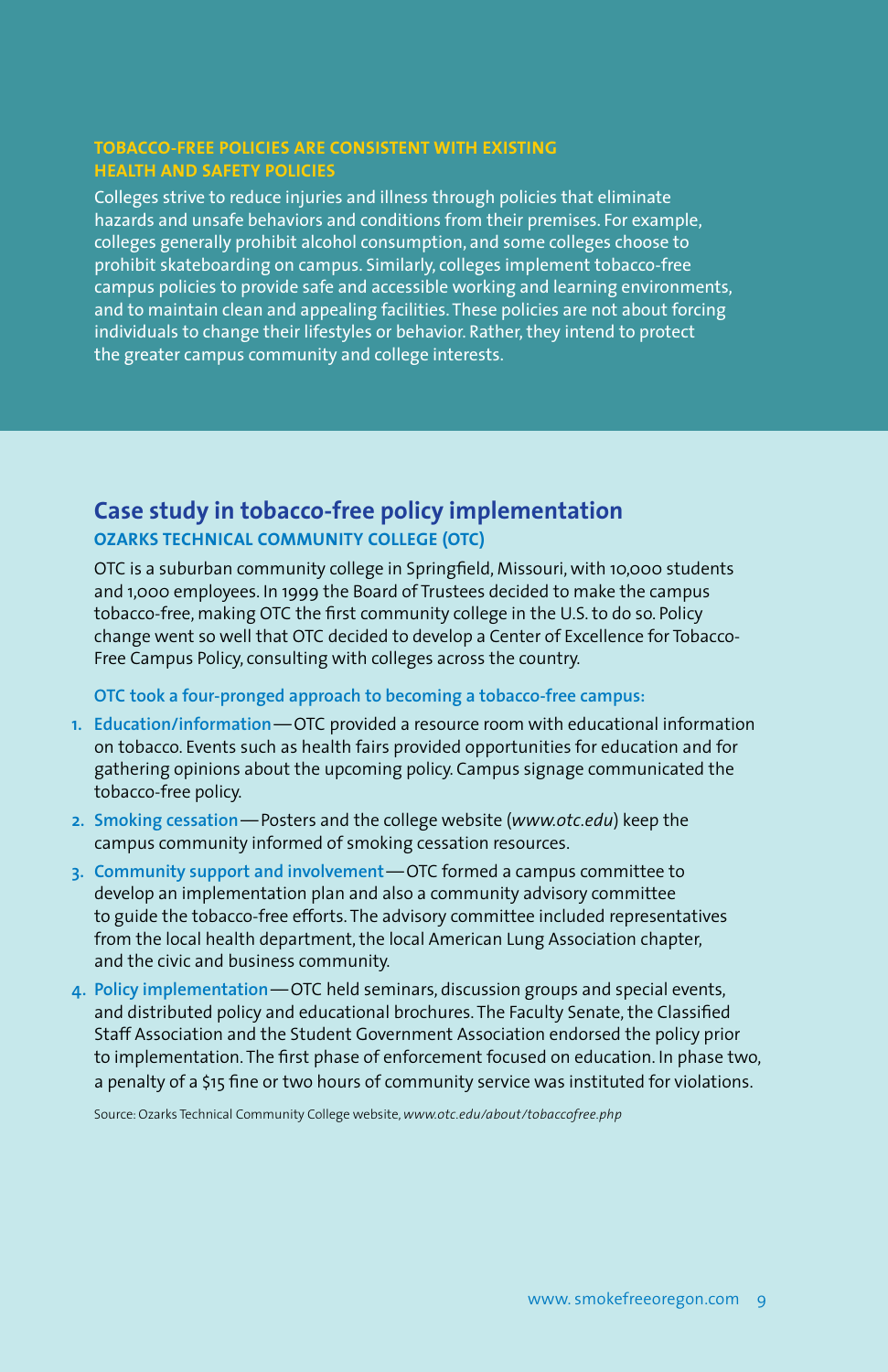### TOBACCO-FREE POLICIES ARE CONSISTENT WITH EXISTING HEALTH AND SAFETY POLICIES

Colleges strive to reduce injuries and illness through policies that eliminate hazards and unsafe behaviors and conditions from their premises. For example, colleges generally prohibit alcohol consumption, and some colleges choose to prohibit skateboarding on campus. Similarly, colleges implement tobacco-free campus policies to provide safe and accessible working and learning environments, and to maintain clean and appealing facilities. These policies are not about forcing individuals to change their lifestyles or behavior. Rather, they intend to protect the greater campus community and college interests.

## Case study in tobacco-free policy implementation

### OZARKS TECHNICAL COMMUNITY COLLEGE (OTC)

OTC is a suburban community college in Springfield, Missouri, with 10,000 students and 1,000 employees. In 1999 the Board of Trustees decided to make the campus tobacco-free, making OTC the first community college in the U.S. to do so. Policy change went so well that OTC decided to develop a Center of Excellence for Tobacco-Free Campus Policy, consulting with colleges across the country.

**OTC took a four-pronged approach to becoming a tobacco-free campus:**

1. **Education/information**—OTC provided a resource room with educational information on tobacco. Events such as health fairs provided opportunities for education and for gathering opinions about the upcoming policy. Campus signage communicated the tobacco-free policy.
2. **Smoking cessation**—Posters and the college website (*www.otc.edu*) keep the campus community informed of smoking cessation resources.
3. **Community support and involvement**—OTC formed a campus committee to develop an implementation plan and also a community advisory committee to guide the tobacco-free efforts. The advisory committee included representatives from the local health department, the local American Lung Association chapter, and the civic and business community.
4. **Policy implementation**—OTC held seminars, discussion groups and special events, and distributed policy and educational brochures. The Faculty Senate, the Classified Staff Association and the Student Government Association endorsed the policy prior to implementation. The first phase of enforcement focused on education. In phase two, a penalty of a $15 fine or two hours of community service was instituted for violations.

Source: Ozarks Technical Community College website, *www.otc.edu/about/tobaccofree.php*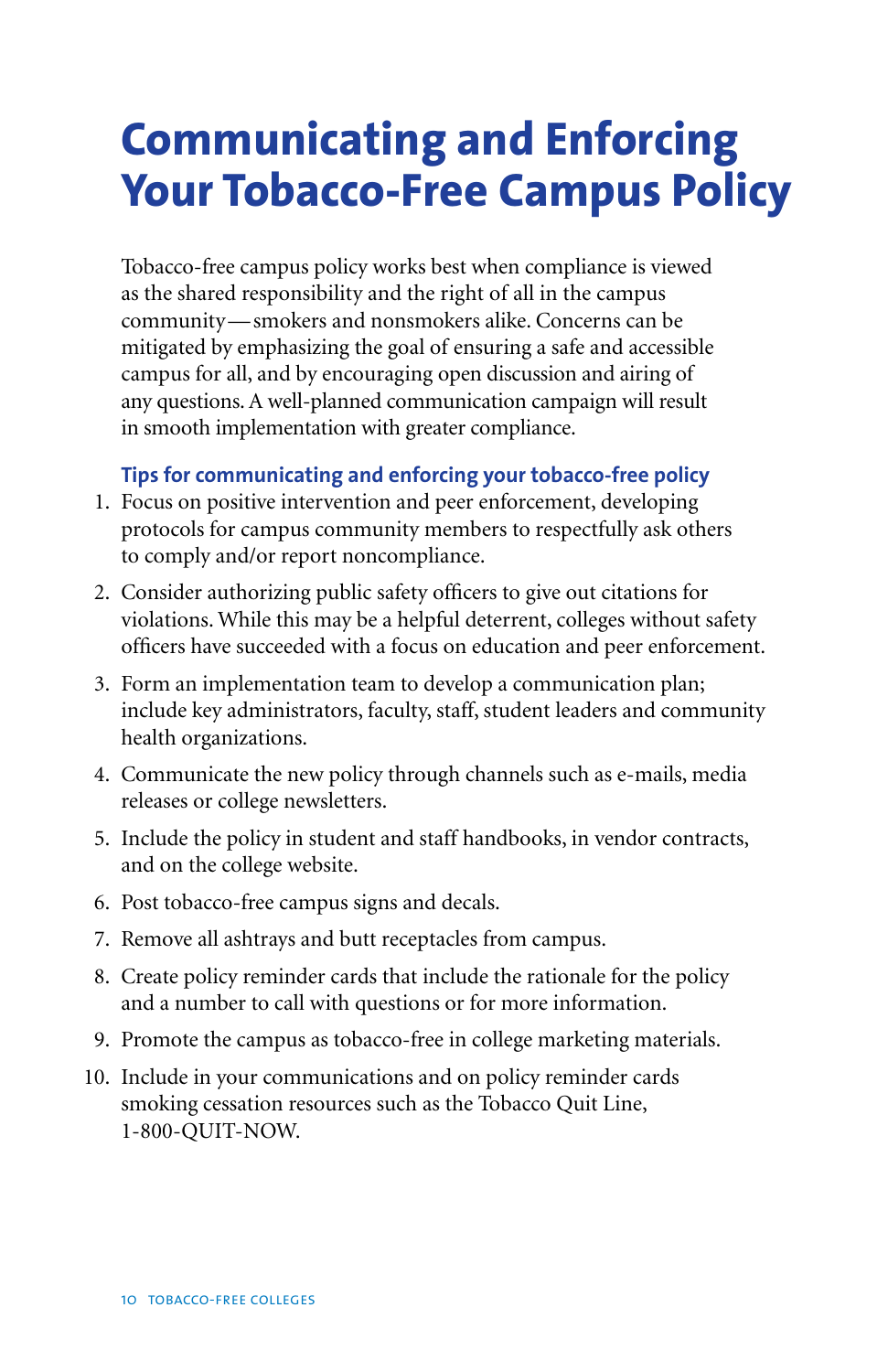# Communicating and Enforcing Your Tobacco-Free Campus Policy

Tobacco-free campus policy works best when compliance is viewed as the shared responsibility and the right of all in the campus community — smokers and nonsmokers alike. Concerns can be mitigated by emphasizing the goal of ensuring a safe and accessible campus for all, and by encouraging open discussion and airing of any questions. A well-planned communication campaign will result in smooth implementation with greater compliance.

### Tips for communicating and enforcing your tobacco-free policy

1. Focus on positive intervention and peer enforcement, developing protocols for campus community members to respectfully ask others to comply and/or report noncompliance.
2. Consider authorizing public safety officers to give out citations for violations. While this may be a helpful deterrent, colleges without safety officers have succeeded with a focus on education and peer enforcement.
3. Form an implementation team to develop a communication plan; include key administrators, faculty, staff, student leaders and community health organizations.
4. Communicate the new policy through channels such as e-mails, media releases or college newsletters.
5. Include the policy in student and staff handbooks, in vendor contracts, and on the college website.
6. Post tobacco-free campus signs and decals.
7. Remove all ashtrays and butt receptacles from campus.
8. Create policy reminder cards that include the rationale for the policy and a number to call with questions or for more information.
9. Promote the campus as tobacco-free in college marketing materials.
10. Include in your communications and on policy reminder cards smoking cessation resources such as the Tobacco Quit Line, 1-800-QUIT-NOW.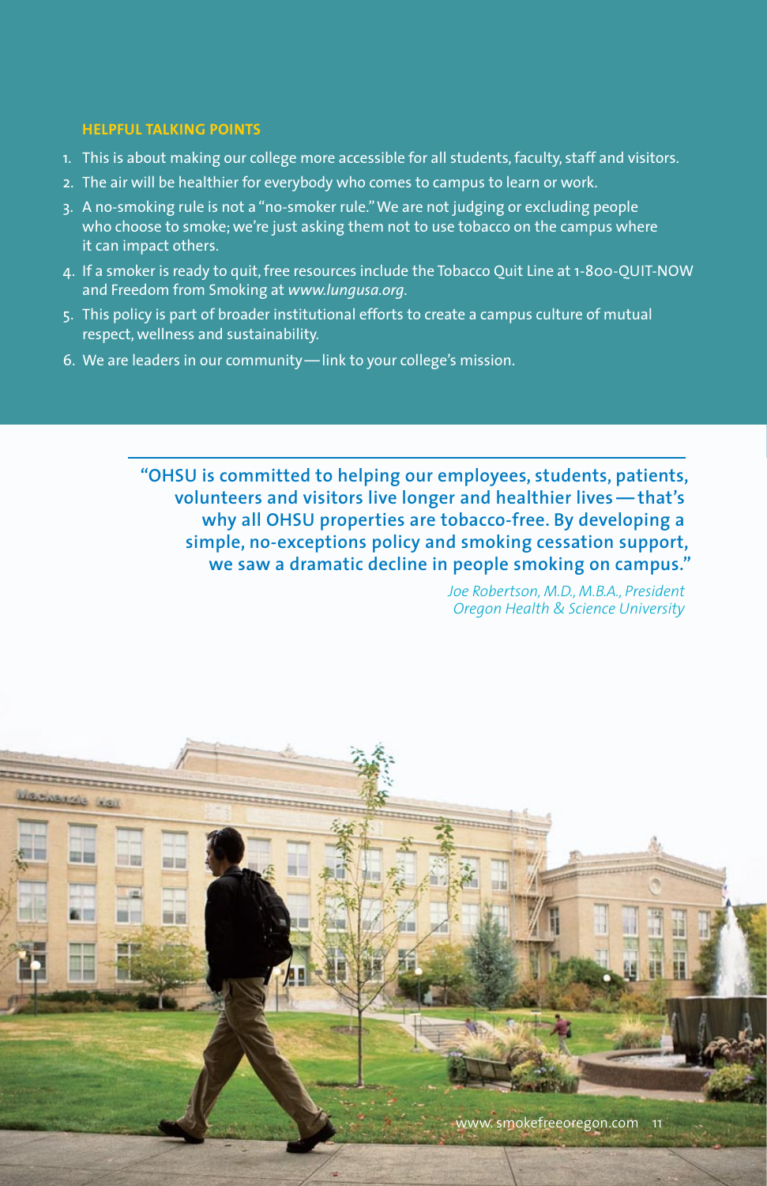### HELPFUL TALKING POINTS

1. This is about making our college more accessible for all students, faculty, staff and visitors.
2. The air will be healthier for everybody who comes to campus to learn or work.
3. A no-smoking rule is not a "no-smoker rule." We are not judging or excluding people who choose to smoke; we're just asking them not to use tobacco on the campus where it can impact others.
4. If a smoker is ready to quit, free resources include the Tobacco Quit Line at 1-800-QUIT-NOW and Freedom from Smoking at *www.lungusa.org*.
5. This policy is part of broader institutional efforts to create a campus culture of mutual respect, wellness and sustainability.
6. We are leaders in our community — link to your college's mission.

---

**"OHSU is committed to helping our employees, students, patients, volunteers and visitors live longer and healthier lives — that's why all OHSU properties are tobacco-free. By developing a simple, no-exceptions policy and smoking cessation support, we saw a dramatic decline in people smoking on campus."**

*Joe Robertson, M.D., M.B.A., President*
*Oregon Health & Science University*

www.smokefreeoregon.com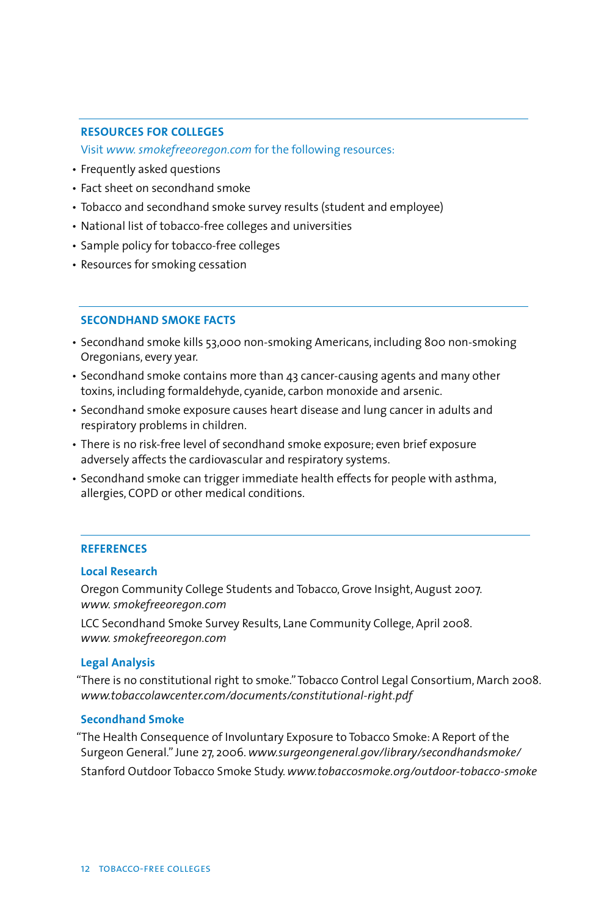## RESOURCES FOR COLLEGES

Visit *www. smokefreeoregon.com* for the following resources:

- Frequently asked questions
- Fact sheet on secondhand smoke
- Tobacco and secondhand smoke survey results (student and employee)
- National list of tobacco-free colleges and universities
- Sample policy for tobacco-free colleges
- Resources for smoking cessation

## SECONDHAND SMOKE FACTS

- Secondhand smoke kills 53,000 non-smoking Americans, including 800 non-smoking Oregonians, every year.
- Secondhand smoke contains more than 43 cancer-causing agents and many other toxins, including formaldehyde, cyanide, carbon monoxide and arsenic.
- Secondhand smoke exposure causes heart disease and lung cancer in adults and respiratory problems in children.
- There is no risk-free level of secondhand smoke exposure; even brief exposure adversely affects the cardiovascular and respiratory systems.
- Secondhand smoke can trigger immediate health effects for people with asthma, allergies, COPD or other medical conditions.

## REFERENCES

### Local Research

Oregon Community College Students and Tobacco, Grove Insight, August 2007.
*www. smokefreeoregon.com*

LCC Secondhand Smoke Survey Results, Lane Community College, April 2008.
*www. smokefreeoregon.com*

### Legal Analysis

"There is no constitutional right to smoke." Tobacco Control Legal Consortium, March 2008.
*www.tobaccolawcenter.com/documents/constitutional-right.pdf*

### Secondhand Smoke

"The Health Consequence of Involuntary Exposure to Tobacco Smoke: A Report of the Surgeon General." June 27, 2006. *www.surgeongeneral.gov/library/secondhandsmoke/*

Stanford Outdoor Tobacco Smoke Study. *www.tobaccosmoke.org/outdoor-tobacco-smoke*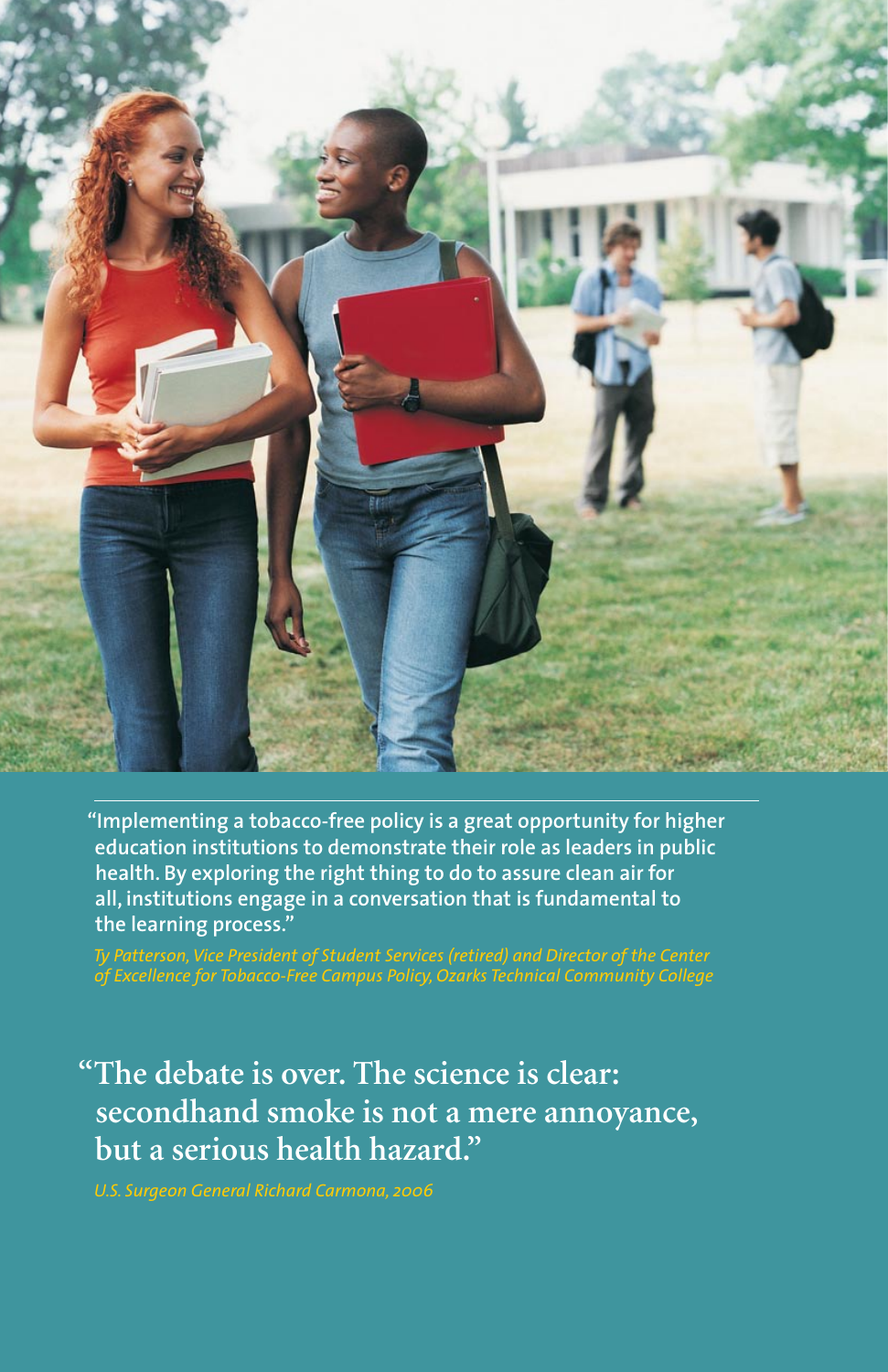"Implementing a tobacco-free policy is a great opportunity for higher education institutions to demonstrate their role as leaders in public health. By exploring the right thing to do to assure clean air for all, institutions engage in a conversation that is fundamental to the learning process."

*Ty Patterson, Vice President of Student Services (retired) and Director of the Center of Excellence for Tobacco-Free Campus Policy, Ozarks Technical Community College*

"The debate is over. The science is clear: secondhand smoke is not a mere annoyance, but a serious health hazard."

*U.S. Surgeon General Richard Carmona, 2006*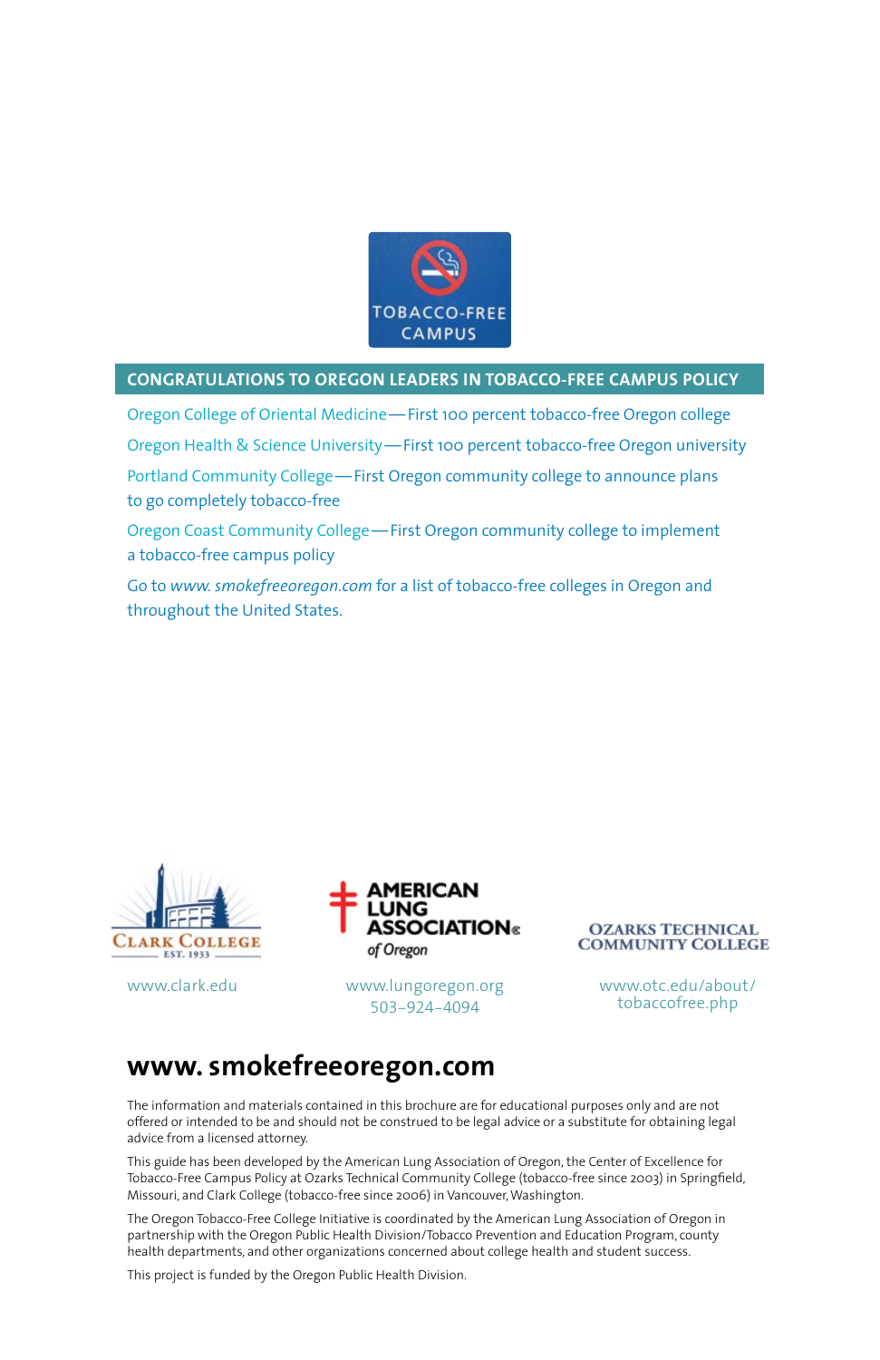TOBACCO-FREE CAMPUS

## CONGRATULATIONS TO OREGON LEADERS IN TOBACCO-FREE CAMPUS POLICY

Oregon College of Oriental Medicine—First 100 percent tobacco-free Oregon college

Oregon Health & Science University—First 100 percent tobacco-free Oregon university

Portland Community College—First Oregon community college to announce plans to go completely tobacco-free

Oregon Coast Community College—First Oregon community college to implement a tobacco-free campus policy

Go to *www. smokefreeoregon.com* for a list of tobacco-free colleges in Oregon and throughout the United States.

Clark College EST. 1933

www.clark.edu

American Lung Association of Oregon

www.lungoregon.org
503-924-4094

Ozarks Technical Community College

www.otc.edu/about/tobaccofree.php

## www. smokefreeoregon.com

The information and materials contained in this brochure are for educational purposes only and are not offered or intended to be and should not be construed to be legal advice or a substitute for obtaining legal advice from a licensed attorney.

This guide has been developed by the American Lung Association of Oregon, the Center of Excellence for Tobacco-Free Campus Policy at Ozarks Technical Community College (tobacco-free since 2003) in Springfield, Missouri, and Clark College (tobacco-free since 2006) in Vancouver, Washington.

The Oregon Tobacco-Free College Initiative is coordinated by the American Lung Association of Oregon in partnership with the Oregon Public Health Division/Tobacco Prevention and Education Program, county health departments, and other organizations concerned about college health and student success.

This project is funded by the Oregon Public Health Division.